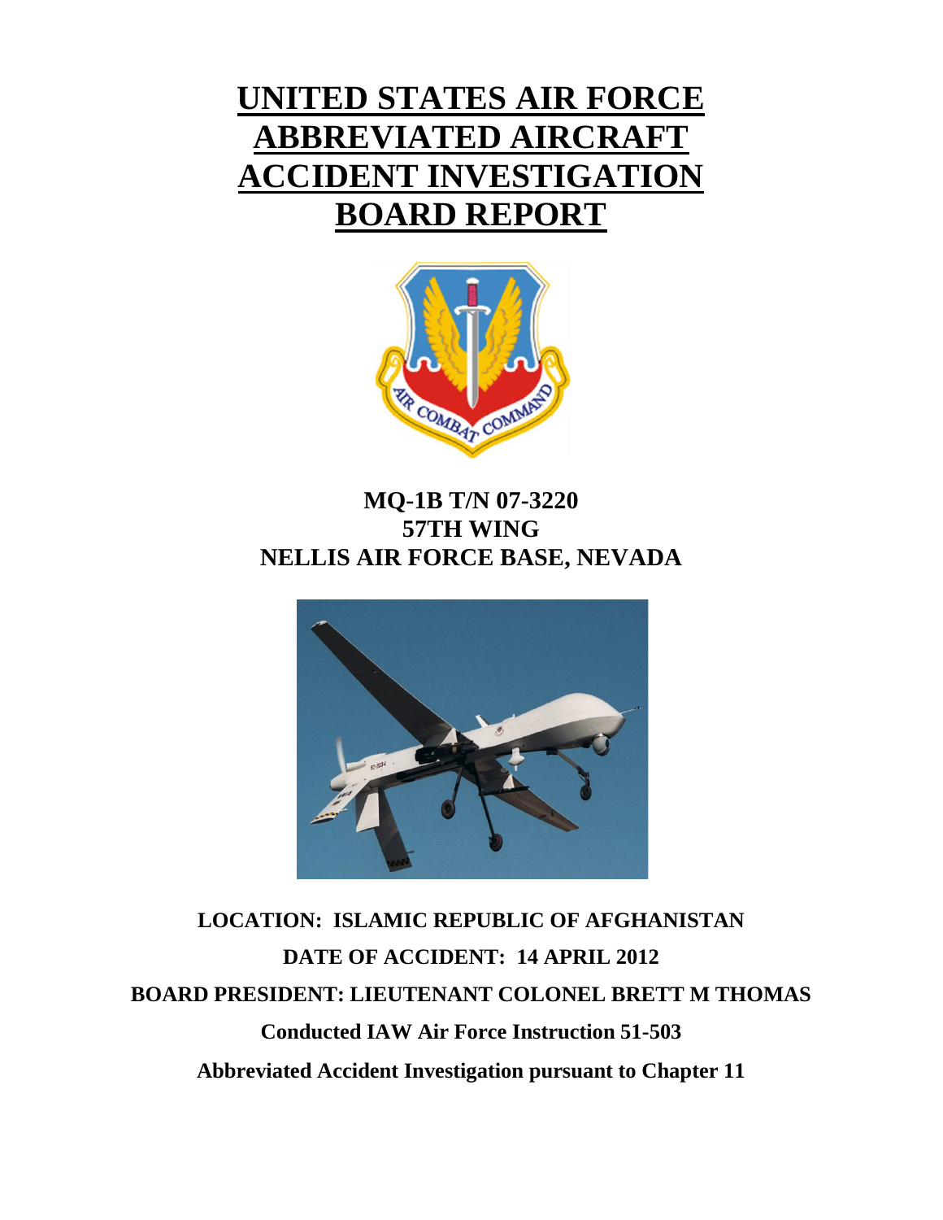# UNITED STATES AIR FORCE ABBREVIATED AIRCRAFT ACCIDENT INVESTIGATION BOARD REPORT

**MQ-1B T/N 07-3220**
**57TH WING**
**NELLIS AIR FORCE BASE, NEVADA**

**LOCATION: ISLAMIC REPUBLIC OF AFGHANISTAN**

**DATE OF ACCIDENT: 14 APRIL 2012**

**BOARD PRESIDENT: LIEUTENANT COLONEL BRETT M THOMAS**

**Conducted IAW Air Force Instruction 51-503**

**Abbreviated Accident Investigation pursuant to Chapter 11**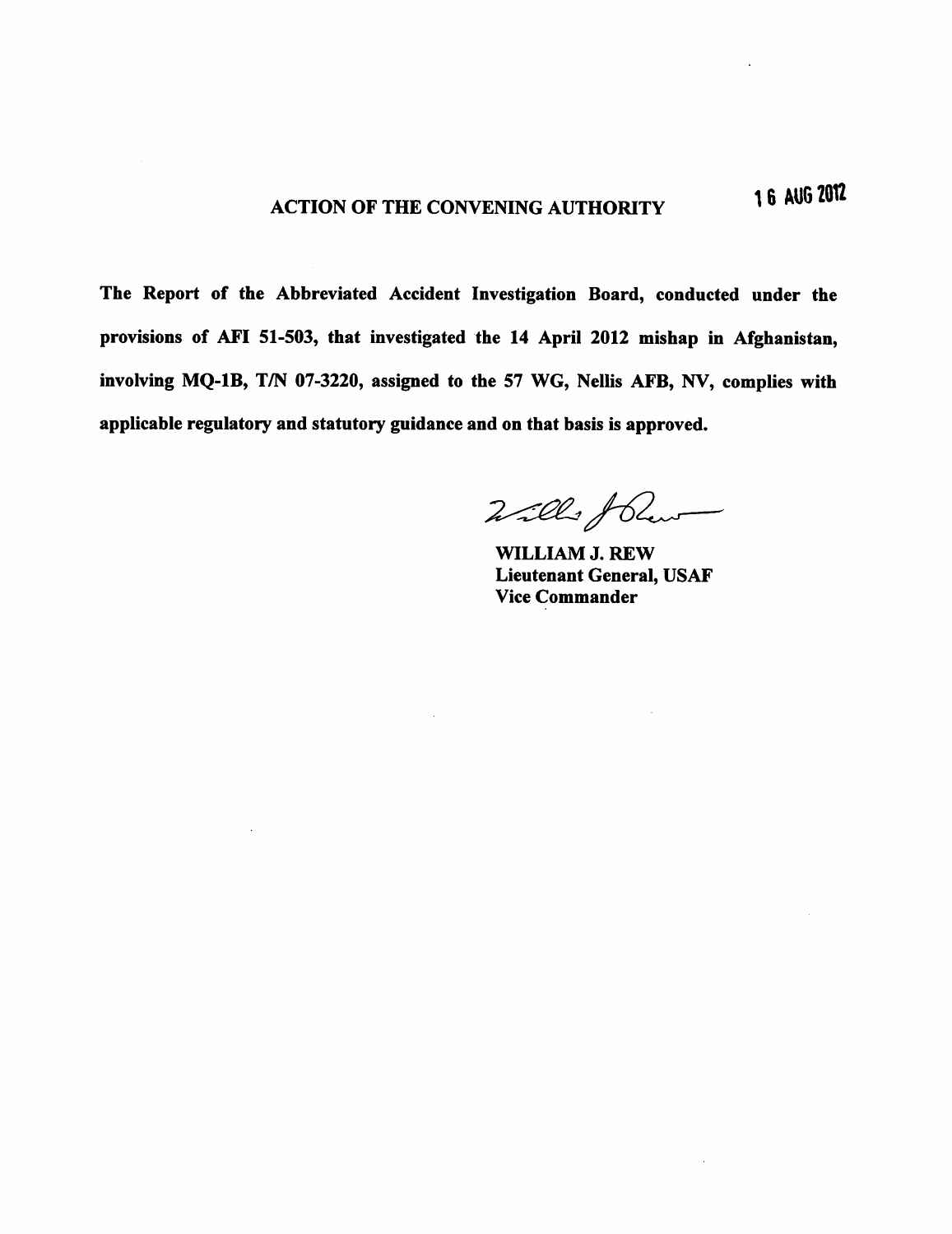# ACTION OF THE CONVENING AUTHORITY

16 AUG 2012

**The Report of the Abbreviated Accident Investigation Board, conducted under the provisions of AFI 51-503, that investigated the 14 April 2012 mishap in Afghanistan, involving MQ-1B, T/N 07-3220, assigned to the 57 WG, Nellis AFB, NV, complies with applicable regulatory and statutory guidance and on that basis is approved.**

**WILLIAM J. REW**
**Lieutenant General, USAF**
**Vice Commander**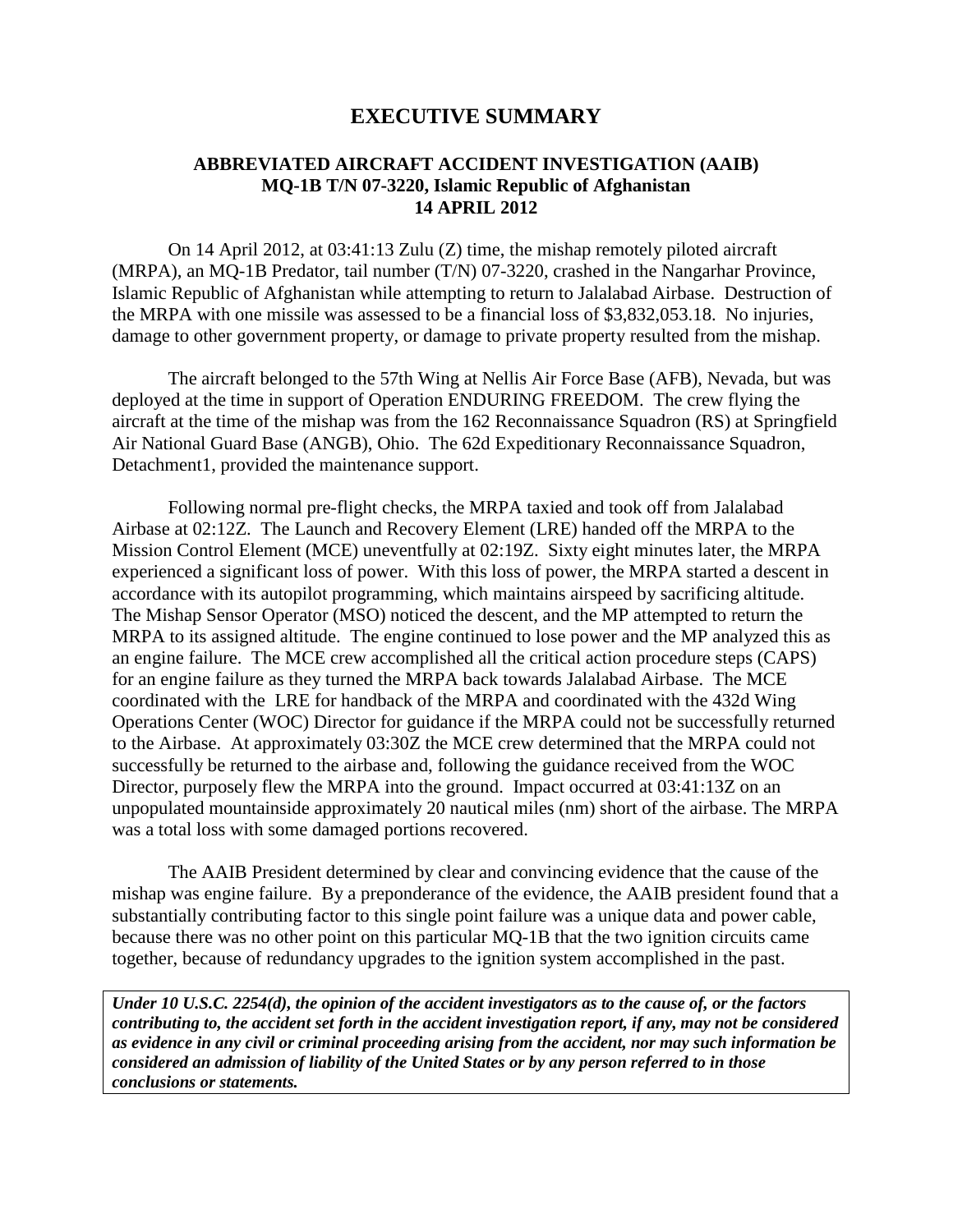# EXECUTIVE SUMMARY

## ABBREVIATED AIRCRAFT ACCIDENT INVESTIGATION (AAIB) MQ-1B T/N 07-3220, Islamic Republic of Afghanistan 14 APRIL 2012

On 14 April 2012, at 03:41:13 Zulu (Z) time, the mishap remotely piloted aircraft (MRPA), an MQ-1B Predator, tail number (T/N) 07-3220, crashed in the Nangarhar Province, Islamic Republic of Afghanistan while attempting to return to Jalalabad Airbase. Destruction of the MRPA with one missile was assessed to be a financial loss of $3,832,053.18. No injuries, damage to other government property, or damage to private property resulted from the mishap.

The aircraft belonged to the 57th Wing at Nellis Air Force Base (AFB), Nevada, but was deployed at the time in support of Operation ENDURING FREEDOM. The crew flying the aircraft at the time of the mishap was from the 162 Reconnaissance Squadron (RS) at Springfield Air National Guard Base (ANGB), Ohio. The 62d Expeditionary Reconnaissance Squadron, Detachment1, provided the maintenance support.

Following normal pre-flight checks, the MRPA taxied and took off from Jalalabad Airbase at 02:12Z. The Launch and Recovery Element (LRE) handed off the MRPA to the Mission Control Element (MCE) uneventfully at 02:19Z. Sixty eight minutes later, the MRPA experienced a significant loss of power. With this loss of power, the MRPA started a descent in accordance with its autopilot programming, which maintains airspeed by sacrificing altitude. The Mishap Sensor Operator (MSO) noticed the descent, and the MP attempted to return the MRPA to its assigned altitude. The engine continued to lose power and the MP analyzed this as an engine failure. The MCE crew accomplished all the critical action procedure steps (CAPS) for an engine failure as they turned the MRPA back towards Jalalabad Airbase. The MCE coordinated with the LRE for handback of the MRPA and coordinated with the 432d Wing Operations Center (WOC) Director for guidance if the MRPA could not be successfully returned to the Airbase. At approximately 03:30Z the MCE crew determined that the MRPA could not successfully be returned to the airbase and, following the guidance received from the WOC Director, purposely flew the MRPA into the ground. Impact occurred at 03:41:13Z on an unpopulated mountainside approximately 20 nautical miles (nm) short of the airbase. The MRPA was a total loss with some damaged portions recovered.

The AAIB President determined by clear and convincing evidence that the cause of the mishap was engine failure. By a preponderance of the evidence, the AAIB president found that a substantially contributing factor to this single point failure was a unique data and power cable, because there was no other point on this particular MQ-1B that the two ignition circuits came together, because of redundancy upgrades to the ignition system accomplished in the past.

***Under 10 U.S.C. 2254(d), the opinion of the accident investigators as to the cause of, or the factors contributing to, the accident set forth in the accident investigation report, if any, may not be considered as evidence in any civil or criminal proceeding arising from the accident, nor may such information be considered an admission of liability of the United States or by any person referred to in those conclusions or statements.***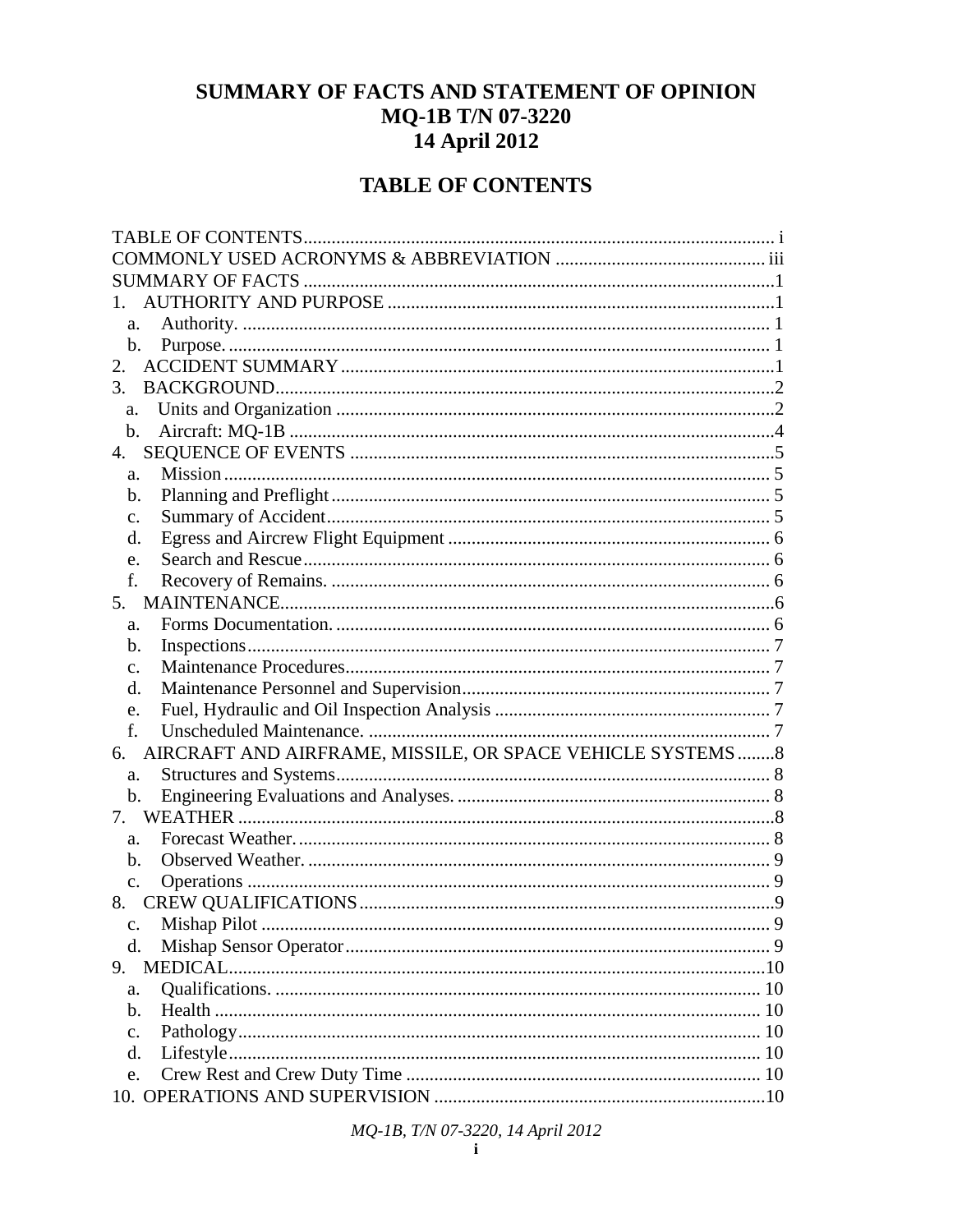# SUMMARY OF FACTS AND STATEMENT OF OPINION
# MQ-1B T/N 07-3220
# 14 April 2012

## TABLE OF CONTENTS

TABLE OF CONTENTS.................................................................................................... i
COMMONLY USED ACRONYMS & ABBREVIATION ............................................. iii
SUMMARY OF FACTS ....................................................................................................1
1. AUTHORITY AND PURPOSE ..................................................................................1
  a. Authority. ................................................................................................................ 1
  b. Purpose. ................................................................................................................... 1
2. ACCIDENT SUMMARY ............................................................................................1
3. BACKGROUND..........................................................................................................2
  a. Units and Organization .............................................................................................2
  b. Aircraft: MQ-1B .......................................................................................................4
4. SEQUENCE OF EVENTS ..........................................................................................5
  a. Mission .................................................................................................................... 5
  b. Planning and Preflight ............................................................................................. 5
  c. Summary of Accident .............................................................................................. 5
  d. Egress and Aircrew Flight Equipment .................................................................... 6
  e. Search and Rescue ................................................................................................... 6
  f. Recovery of Remains. ............................................................................................. 6
5. MAINTENANCE.........................................................................................................6
  a. Forms Documentation. ............................................................................................ 6
  b. Inspections ............................................................................................................... 7
  c. Maintenance Procedures .......................................................................................... 7
  d. Maintenance Personnel and Supervision ................................................................. 7
  e. Fuel, Hydraulic and Oil Inspection Analysis .......................................................... 7
  f. Unscheduled Maintenance. ..................................................................................... 7
6. AIRCRAFT AND AIRFRAME, MISSILE, OR SPACE VEHICLE SYSTEMS ........8
  a. Structures and Systems ............................................................................................ 8
  b. Engineering Evaluations and Analyses. .................................................................. 8
7. WEATHER .................................................................................................................8
  a. Forecast Weather. .................................................................................................... 8
  b. Observed Weather. .................................................................................................. 9
  c. Operations ............................................................................................................... 9
8. CREW QUALIFICATIONS ........................................................................................9
  c. Mishap Pilot ............................................................................................................ 9
  d. Mishap Sensor Operator .......................................................................................... 9
9. MEDICAL..................................................................................................................10
  a. Qualifications. ....................................................................................................... 10
  b. Health .................................................................................................................... 10
  c. Pathology ............................................................................................................... 10
  d. Lifestyle ................................................................................................................. 10
  e. Crew Rest and Crew Duty Time ........................................................................... 10
10. OPERATIONS AND SUPERVISION ......................................................................10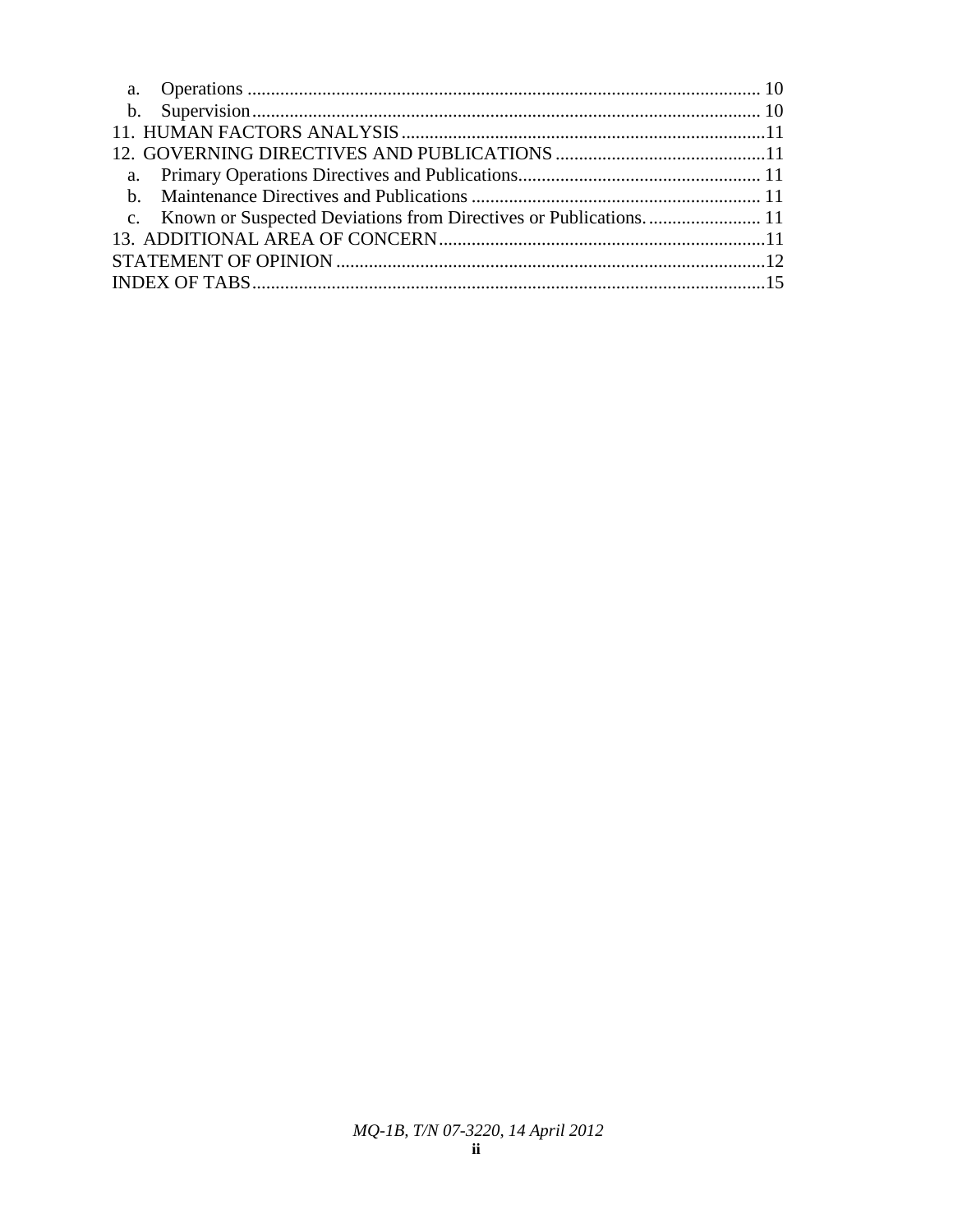a. Operations ............................................................................................................. 10
b. Supervision ............................................................................................................ 10

11. HUMAN FACTORS ANALYSIS .............................................................................11

12. GOVERNING DIRECTIVES AND PUBLICATIONS .............................................11

a. Primary Operations Directives and Publications.................................................... 11
b. Maintenance Directives and Publications ............................................................. 11
c. Known or Suspected Deviations from Directives or Publications. ........................ 11

13. ADDITIONAL AREA OF CONCERN.....................................................................11

STATEMENT OF OPINION ...........................................................................................12

INDEX OF TABS.............................................................................................................15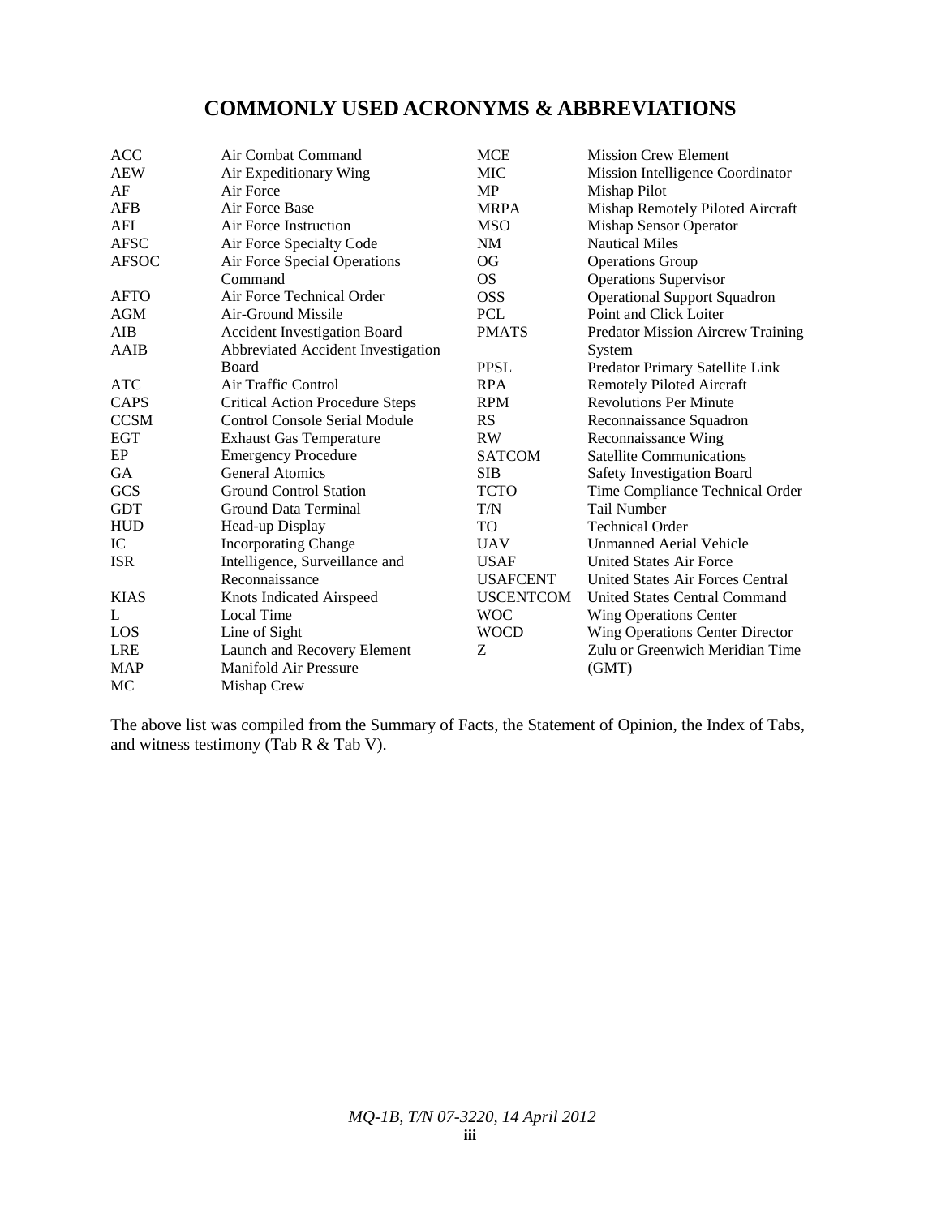# COMMONLY USED ACRONYMS & ABBREVIATIONS

| | |
|---|---|
| ACC | Air Combat Command |
| AEW | Air Expeditionary Wing |
| AF | Air Force |
| AFB | Air Force Base |
| AFI | Air Force Instruction |
| AFSC | Air Force Specialty Code |
| AFSOC | Air Force Special Operations Command |
| AFTO | Air Force Technical Order |
| AGM | Air-Ground Missile |
| AIB | Accident Investigation Board |
| AAIB | Abbreviated Accident Investigation Board |
| ATC | Air Traffic Control |
| CAPS | Critical Action Procedure Steps |
| CCSM | Control Console Serial Module |
| EGT | Exhaust Gas Temperature |
| EP | Emergency Procedure |
| GA | General Atomics |
| GCS | Ground Control Station |
| GDT | Ground Data Terminal |
| HUD | Head-up Display |
| IC | Incorporating Change |
| ISR | Intelligence, Surveillance and Reconnaissance |
| KIAS | Knots Indicated Airspeed |
| L | Local Time |
| LOS | Line of Sight |
| LRE | Launch and Recovery Element |
| MAP | Manifold Air Pressure |
| MC | Mishap Crew |
| MCE | Mission Crew Element |
| MIC | Mission Intelligence Coordinator |
| MP | Mishap Pilot |
| MRPA | Mishap Remotely Piloted Aircraft |
| MSO | Mishap Sensor Operator |
| NM | Nautical Miles |
| OG | Operations Group |
| OS | Operations Supervisor |
| OSS | Operational Support Squadron |
| PCL | Point and Click Loiter |
| PMATS | Predator Mission Aircrew Training System |
| PPSL | Predator Primary Satellite Link |
| RPA | Remotely Piloted Aircraft |
| RPM | Revolutions Per Minute |
| RS | Reconnaissance Squadron |
| RW | Reconnaissance Wing |
| SATCOM | Satellite Communications |
| SIB | Safety Investigation Board |
| TCTO | Time Compliance Technical Order |
| T/N | Tail Number |
| TO | Technical Order |
| UAV | Unmanned Aerial Vehicle |
| USAF | United States Air Force |
| USAFCENT | United States Air Forces Central |
| USCENTCOM | United States Central Command |
| WOC | Wing Operations Center |
| WOCD | Wing Operations Center Director |
| Z | Zulu or Greenwich Meridian Time (GMT) |

The above list was compiled from the Summary of Facts, the Statement of Opinion, the Index of Tabs, and witness testimony (Tab R & Tab V).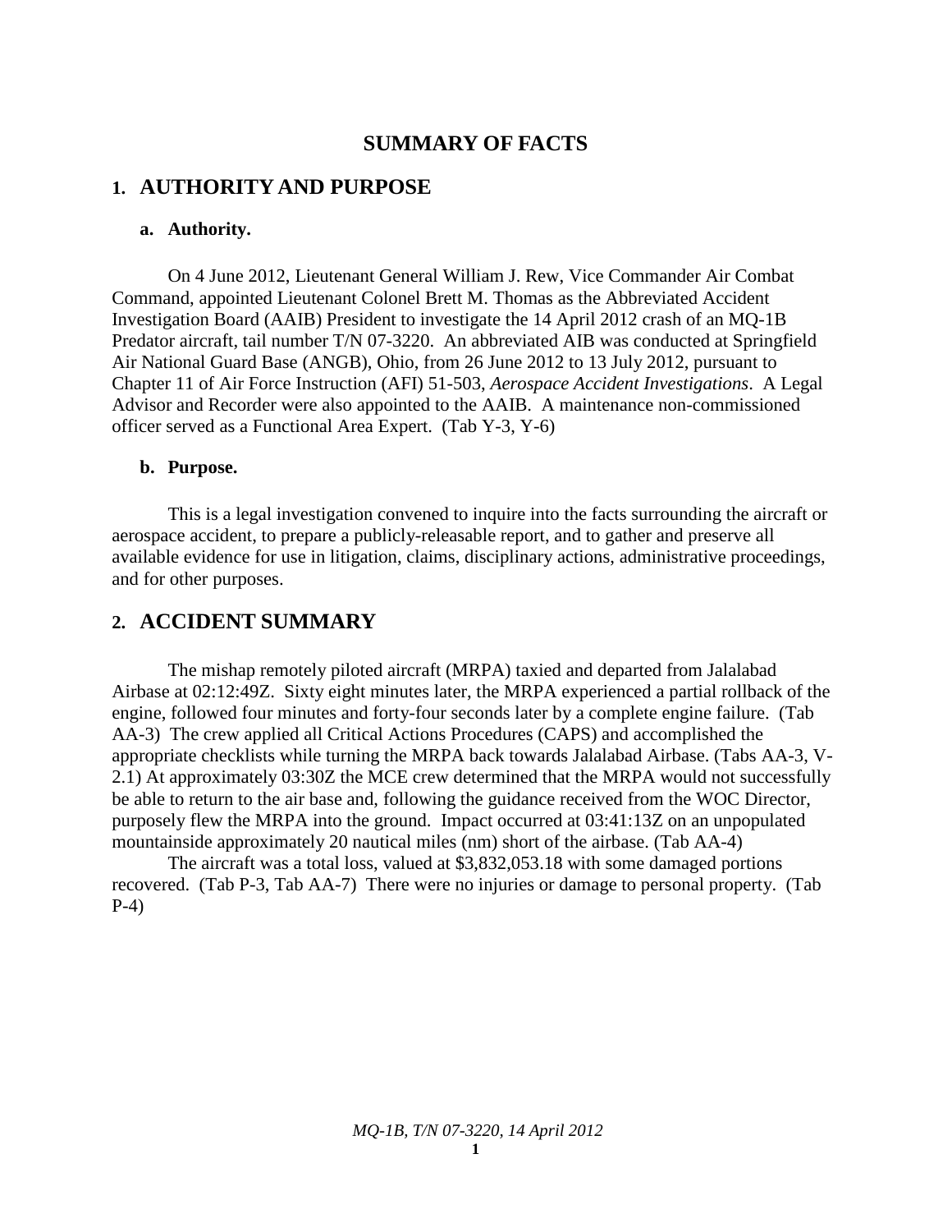# SUMMARY OF FACTS

## 1. AUTHORITY AND PURPOSE

### a. Authority.

On 4 June 2012, Lieutenant General William J. Rew, Vice Commander Air Combat Command, appointed Lieutenant Colonel Brett M. Thomas as the Abbreviated Accident Investigation Board (AAIB) President to investigate the 14 April 2012 crash of an MQ-1B Predator aircraft, tail number T/N 07-3220. An abbreviated AIB was conducted at Springfield Air National Guard Base (ANGB), Ohio, from 26 June 2012 to 13 July 2012, pursuant to Chapter 11 of Air Force Instruction (AFI) 51-503, *Aerospace Accident Investigations*. A Legal Advisor and Recorder were also appointed to the AAIB. A maintenance non-commissioned officer served as a Functional Area Expert. (Tab Y-3, Y-6)

### b. Purpose.

This is a legal investigation convened to inquire into the facts surrounding the aircraft or aerospace accident, to prepare a publicly-releasable report, and to gather and preserve all available evidence for use in litigation, claims, disciplinary actions, administrative proceedings, and for other purposes.

## 2. ACCIDENT SUMMARY

The mishap remotely piloted aircraft (MRPA) taxied and departed from Jalalabad Airbase at 02:12:49Z. Sixty eight minutes later, the MRPA experienced a partial rollback of the engine, followed four minutes and forty-four seconds later by a complete engine failure. (Tab AA-3) The crew applied all Critical Actions Procedures (CAPS) and accomplished the appropriate checklists while turning the MRPA back towards Jalalabad Airbase. (Tabs AA-3, V-2.1) At approximately 03:30Z the MCE crew determined that the MRPA would not successfully be able to return to the air base and, following the guidance received from the WOC Director, purposely flew the MRPA into the ground. Impact occurred at 03:41:13Z on an unpopulated mountainside approximately 20 nautical miles (nm) short of the airbase. (Tab AA-4)

The aircraft was a total loss, valued at $3,832,053.18 with some damaged portions recovered. (Tab P-3, Tab AA-7) There were no injuries or damage to personal property. (Tab P-4)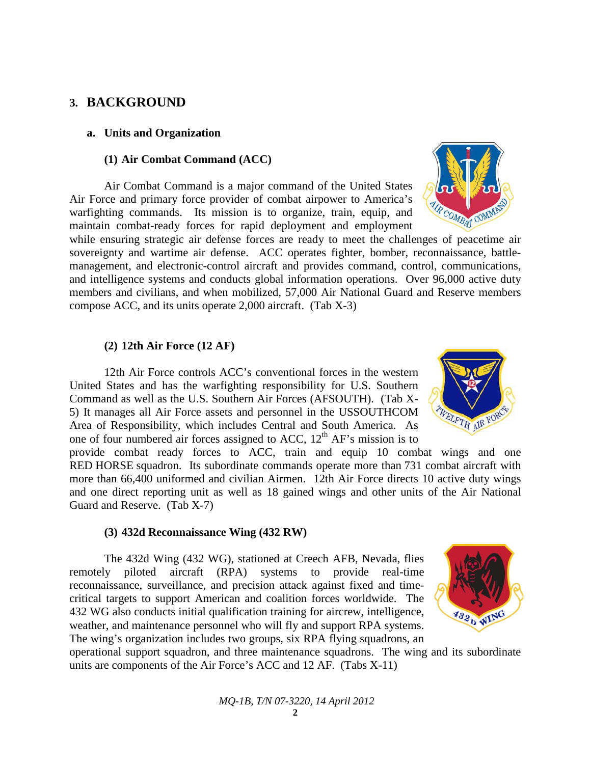## 3. BACKGROUND

### a. Units and Organization

#### (1) Air Combat Command (ACC)

Air Combat Command is a major command of the United States Air Force and primary force provider of combat airpower to America's warfighting commands. Its mission is to organize, train, equip, and maintain combat-ready forces for rapid deployment and employment while ensuring strategic air defense forces are ready to meet the challenges of peacetime air sovereignty and wartime air defense. ACC operates fighter, bomber, reconnaissance, battle-management, and electronic-control aircraft and provides command, control, communications, and intelligence systems and conducts global information operations. Over 96,000 active duty members and civilians, and when mobilized, 57,000 Air National Guard and Reserve members compose ACC, and its units operate 2,000 aircraft. (Tab X-3)

#### (2) 12th Air Force (12 AF)

12th Air Force controls ACC's conventional forces in the western United States and has the warfighting responsibility for U.S. Southern Command as well as the U.S. Southern Air Forces (AFSOUTH). (Tab X-5) It manages all Air Force assets and personnel in the USSOUTHCOM Area of Responsibility, which includes Central and South America. As one of four numbered air forces assigned to ACC, 12th AF's mission is to provide combat ready forces to ACC, train and equip 10 combat wings and one RED HORSE squadron. Its subordinate commands operate more than 731 combat aircraft with more than 66,400 uniformed and civilian Airmen. 12th Air Force directs 10 active duty wings and one direct reporting unit as well as 18 gained wings and other units of the Air National Guard and Reserve. (Tab X-7)

#### (3) 432d Reconnaissance Wing (432 RW)

The 432d Wing (432 WG), stationed at Creech AFB, Nevada, flies remotely piloted aircraft (RPA) systems to provide real-time reconnaissance, surveillance, and precision attack against fixed and time-critical targets to support American and coalition forces worldwide. The 432 WG also conducts initial qualification training for aircrew, intelligence, weather, and maintenance personnel who will fly and support RPA systems. The wing's organization includes two groups, six RPA flying squadrons, an operational support squadron, and three maintenance squadrons. The wing and its subordinate units are components of the Air Force's ACC and 12 AF. (Tabs X-11)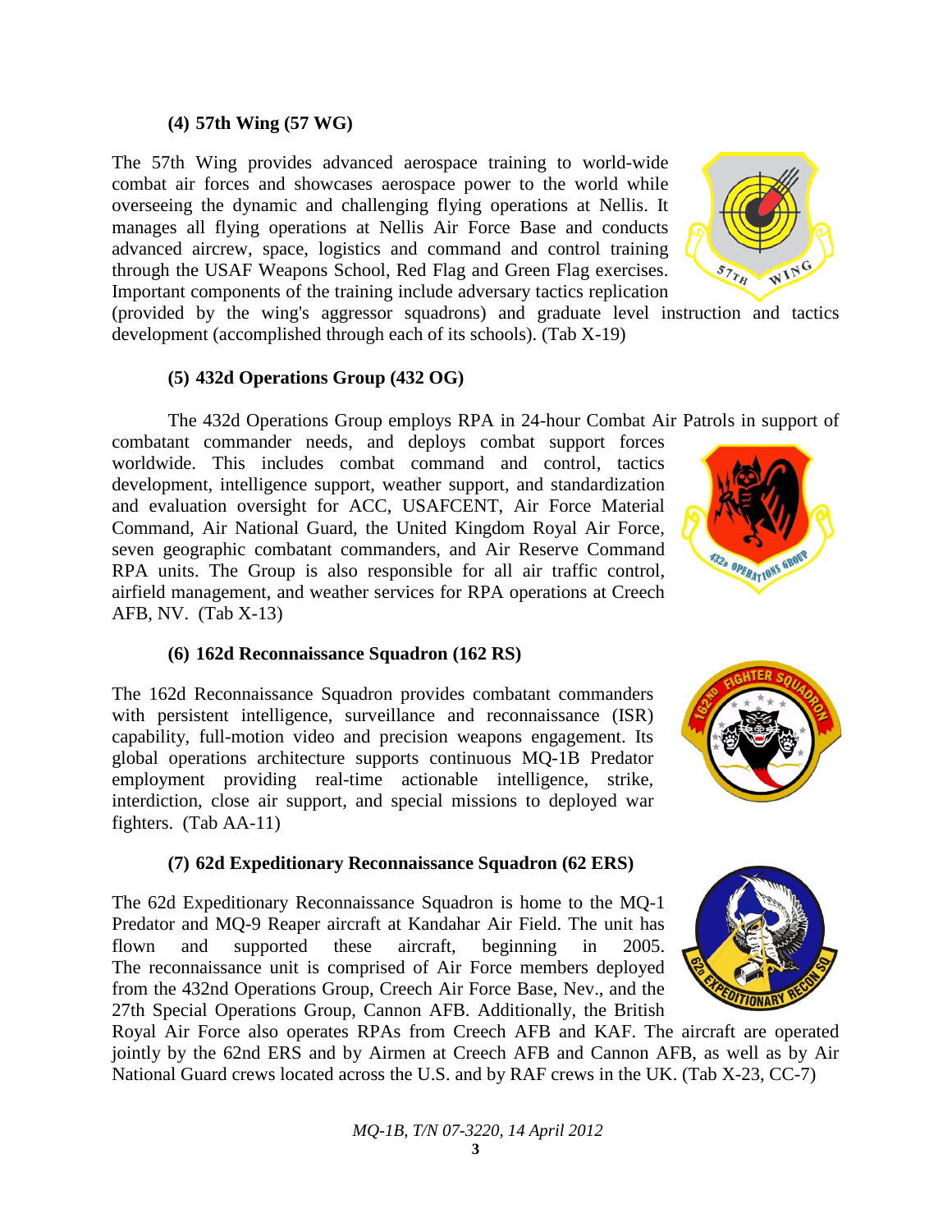#### (4) 57th Wing (57 WG)

The 57th Wing provides advanced aerospace training to world-wide combat air forces and showcases aerospace power to the world while overseeing the dynamic and challenging flying operations at Nellis. It manages all flying operations at Nellis Air Force Base and conducts advanced aircrew, space, logistics and command and control training through the USAF Weapons School, Red Flag and Green Flag exercises. Important components of the training include adversary tactics replication (provided by the wing's aggressor squadrons) and graduate level instruction and tactics development (accomplished through each of its schools). (Tab X-19)

#### (5) 432d Operations Group (432 OG)

The 432d Operations Group employs RPA in 24-hour Combat Air Patrols in support of combatant commander needs, and deploys combat support forces worldwide. This includes combat command and control, tactics development, intelligence support, weather support, and standardization and evaluation oversight for ACC, USAFCENT, Air Force Material Command, Air National Guard, the United Kingdom Royal Air Force, seven geographic combatant commanders, and Air Reserve Command RPA units. The Group is also responsible for all air traffic control, airfield management, and weather services for RPA operations at Creech AFB, NV. (Tab X-13)

#### (6) 162d Reconnaissance Squadron (162 RS)

The 162d Reconnaissance Squadron provides combatant commanders with persistent intelligence, surveillance and reconnaissance (ISR) capability, full-motion video and precision weapons engagement. Its global operations architecture supports continuous MQ-1B Predator employment providing real-time actionable intelligence, strike, interdiction, close air support, and special missions to deployed war fighters. (Tab AA-11)

#### (7) 62d Expeditionary Reconnaissance Squadron (62 ERS)

The 62d Expeditionary Reconnaissance Squadron is home to the MQ-1 Predator and MQ-9 Reaper aircraft at Kandahar Air Field. The unit has flown and supported these aircraft, beginning in 2005. The reconnaissance unit is comprised of Air Force members deployed from the 432nd Operations Group, Creech Air Force Base, Nev., and the 27th Special Operations Group, Cannon AFB. Additionally, the British Royal Air Force also operates RPAs from Creech AFB and KAF. The aircraft are operated jointly by the 62nd ERS and by Airmen at Creech AFB and Cannon AFB, as well as by Air National Guard crews located across the U.S. and by RAF crews in the UK. (Tab X-23, CC-7)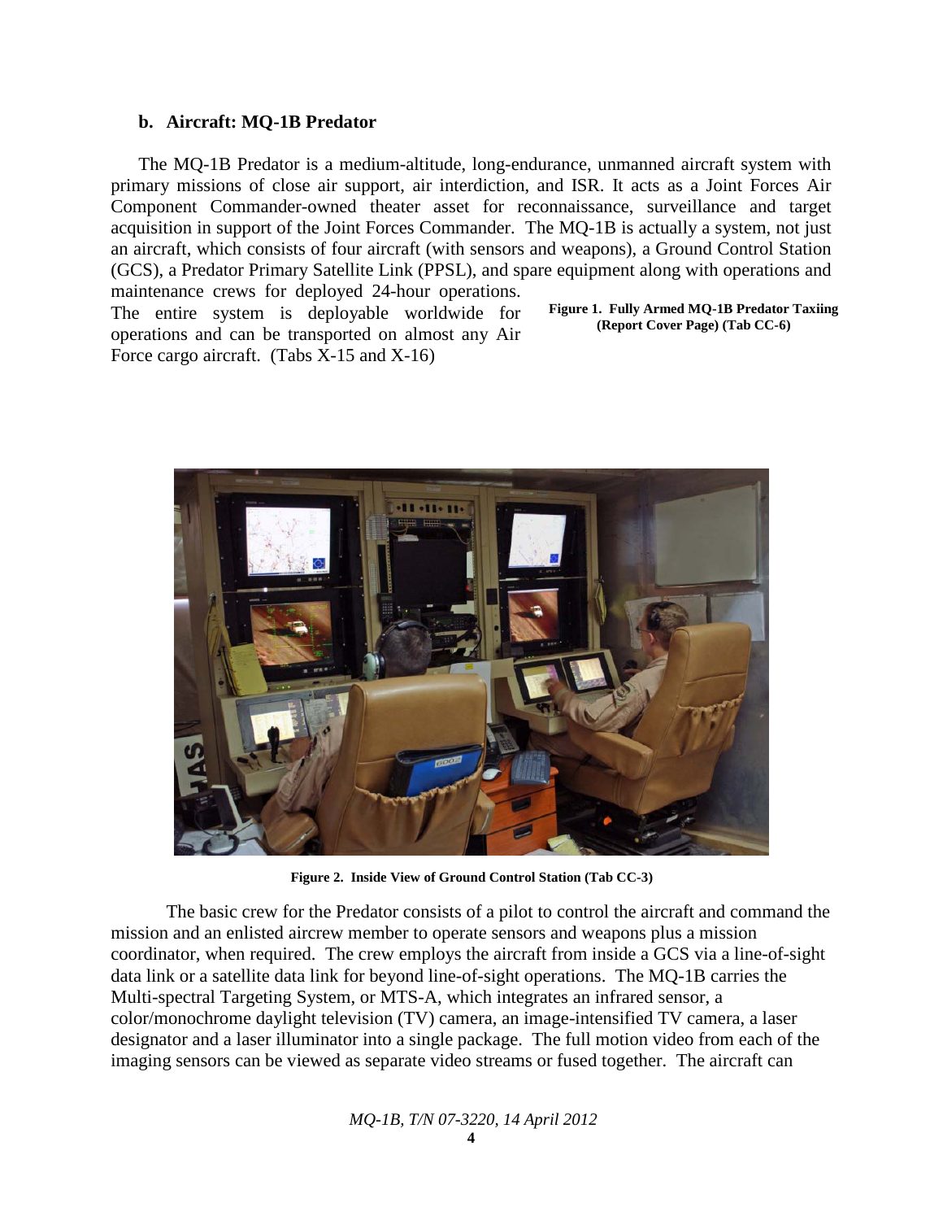## b. Aircraft: MQ-1B Predator

The MQ-1B Predator is a medium-altitude, long-endurance, unmanned aircraft system with primary missions of close air support, air interdiction, and ISR. It acts as a Joint Forces Air Component Commander-owned theater asset for reconnaissance, surveillance and target acquisition in support of the Joint Forces Commander. The MQ-1B is actually a system, not just an aircraft, which consists of four aircraft (with sensors and weapons), a Ground Control Station (GCS), a Predator Primary Satellite Link (PPSL), and spare equipment along with operations and maintenance crews for deployed 24-hour operations. The entire system is deployable worldwide for operations and can be transported on almost any Air Force cargo aircraft. (Tabs X-15 and X-16)

**Figure 1. Fully Armed MQ-1B Predator Taxiing (Report Cover Page) (Tab CC-6)**

**Figure 2. Inside View of Ground Control Station (Tab CC-3)**

The basic crew for the Predator consists of a pilot to control the aircraft and command the mission and an enlisted aircrew member to operate sensors and weapons plus a mission coordinator, when required. The crew employs the aircraft from inside a GCS via a line-of-sight data link or a satellite data link for beyond line-of-sight operations. The MQ-1B carries the Multi-spectral Targeting System, or MTS-A, which integrates an infrared sensor, a color/monochrome daylight television (TV) camera, an image-intensified TV camera, a laser designator and a laser illuminator into a single package. The full motion video from each of the imaging sensors can be viewed as separate video streams or fused together. The aircraft can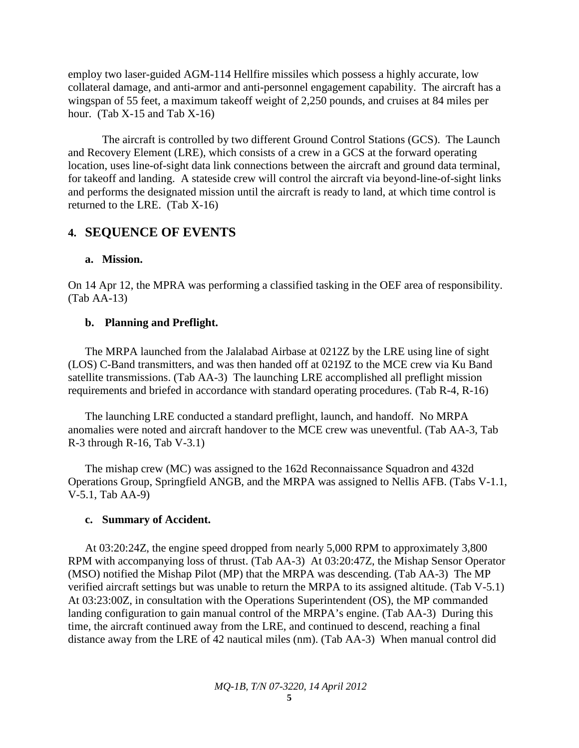employ two laser-guided AGM-114 Hellfire missiles which possess a highly accurate, low collateral damage, and anti-armor and anti-personnel engagement capability. The aircraft has a wingspan of 55 feet, a maximum takeoff weight of 2,250 pounds, and cruises at 84 miles per hour. (Tab X-15 and Tab X-16)

The aircraft is controlled by two different Ground Control Stations (GCS). The Launch and Recovery Element (LRE), which consists of a crew in a GCS at the forward operating location, uses line-of-sight data link connections between the aircraft and ground data terminal, for takeoff and landing. A stateside crew will control the aircraft via beyond-line-of-sight links and performs the designated mission until the aircraft is ready to land, at which time control is returned to the LRE. (Tab X-16)

## 4. SEQUENCE OF EVENTS

### a. Mission.

On 14 Apr 12, the MPRA was performing a classified tasking in the OEF area of responsibility. (Tab AA-13)

### b. Planning and Preflight.

The MRPA launched from the Jalalabad Airbase at 0212Z by the LRE using line of sight (LOS) C-Band transmitters, and was then handed off at 0219Z to the MCE crew via Ku Band satellite transmissions. (Tab AA-3) The launching LRE accomplished all preflight mission requirements and briefed in accordance with standard operating procedures. (Tab R-4, R-16)

The launching LRE conducted a standard preflight, launch, and handoff. No MRPA anomalies were noted and aircraft handover to the MCE crew was uneventful. (Tab AA-3, Tab R-3 through R-16, Tab V-3.1)

The mishap crew (MC) was assigned to the 162d Reconnaissance Squadron and 432d Operations Group, Springfield ANGB, and the MRPA was assigned to Nellis AFB. (Tabs V-1.1, V-5.1, Tab AA-9)

### c. Summary of Accident.

At 03:20:24Z, the engine speed dropped from nearly 5,000 RPM to approximately 3,800 RPM with accompanying loss of thrust. (Tab AA-3) At 03:20:47Z, the Mishap Sensor Operator (MSO) notified the Mishap Pilot (MP) that the MRPA was descending. (Tab AA-3) The MP verified aircraft settings but was unable to return the MRPA to its assigned altitude. (Tab V-5.1) At 03:23:00Z, in consultation with the Operations Superintendent (OS), the MP commanded landing configuration to gain manual control of the MRPA's engine. (Tab AA-3) During this time, the aircraft continued away from the LRE, and continued to descend, reaching a final distance away from the LRE of 42 nautical miles (nm). (Tab AA-3) When manual control did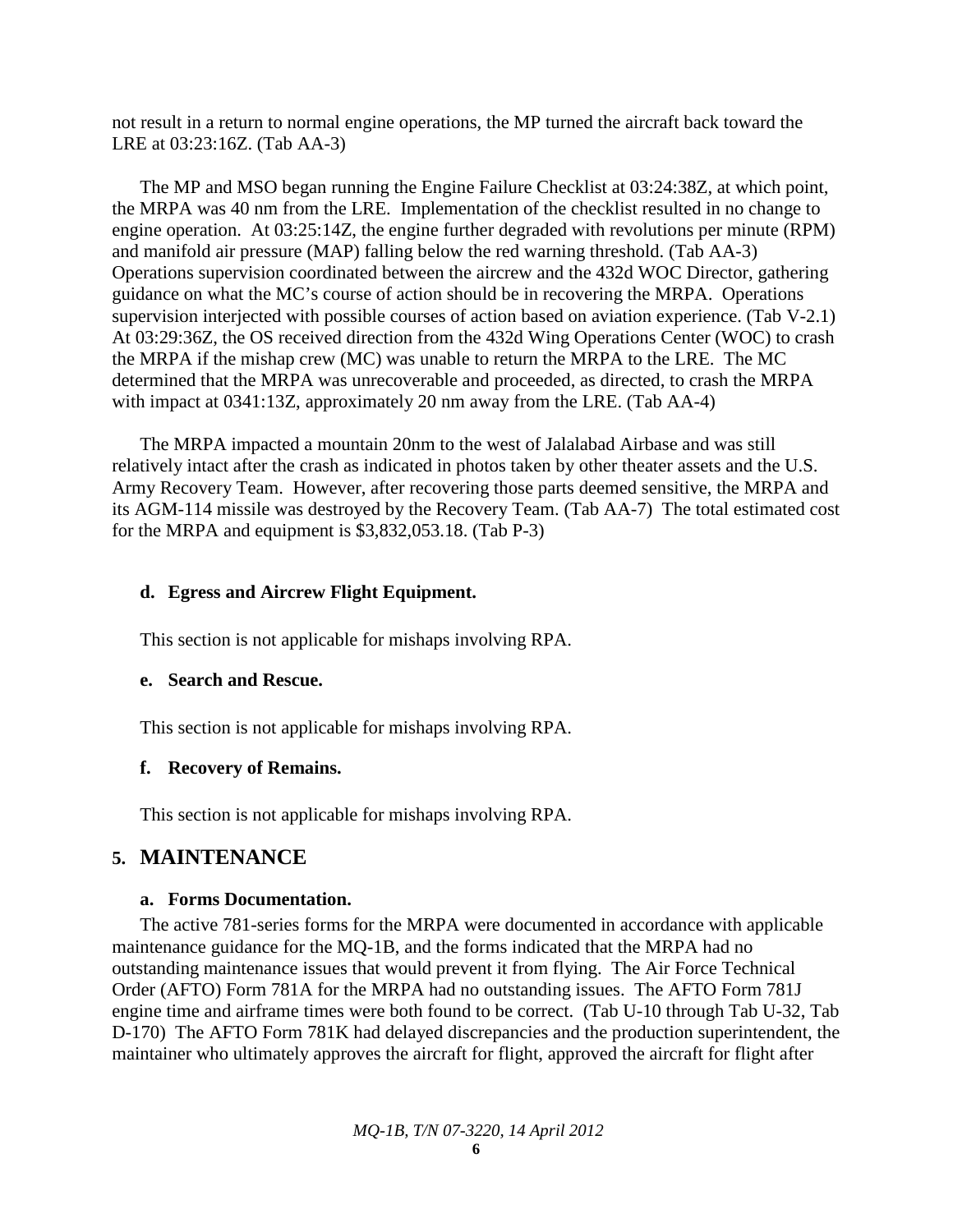not result in a return to normal engine operations, the MP turned the aircraft back toward the LRE at 03:23:16Z. (Tab AA-3)

The MP and MSO began running the Engine Failure Checklist at 03:24:38Z, at which point, the MRPA was 40 nm from the LRE. Implementation of the checklist resulted in no change to engine operation. At 03:25:14Z, the engine further degraded with revolutions per minute (RPM) and manifold air pressure (MAP) falling below the red warning threshold. (Tab AA-3) Operations supervision coordinated between the aircrew and the 432d WOC Director, gathering guidance on what the MC's course of action should be in recovering the MRPA. Operations supervision interjected with possible courses of action based on aviation experience. (Tab V-2.1) At 03:29:36Z, the OS received direction from the 432d Wing Operations Center (WOC) to crash the MRPA if the mishap crew (MC) was unable to return the MRPA to the LRE. The MC determined that the MRPA was unrecoverable and proceeded, as directed, to crash the MRPA with impact at 0341:13Z, approximately 20 nm away from the LRE. (Tab AA-4)

The MRPA impacted a mountain 20nm to the west of Jalalabad Airbase and was still relatively intact after the crash as indicated in photos taken by other theater assets and the U.S. Army Recovery Team. However, after recovering those parts deemed sensitive, the MRPA and its AGM-114 missile was destroyed by the Recovery Team. (Tab AA-7) The total estimated cost for the MRPA and equipment is $3,832,053.18. (Tab P-3)

### d. Egress and Aircrew Flight Equipment.

This section is not applicable for mishaps involving RPA.

### e. Search and Rescue.

This section is not applicable for mishaps involving RPA.

### f. Recovery of Remains.

This section is not applicable for mishaps involving RPA.

## 5. MAINTENANCE

### a. Forms Documentation.

The active 781-series forms for the MRPA were documented in accordance with applicable maintenance guidance for the MQ-1B, and the forms indicated that the MRPA had no outstanding maintenance issues that would prevent it from flying. The Air Force Technical Order (AFTO) Form 781A for the MRPA had no outstanding issues. The AFTO Form 781J engine time and airframe times were both found to be correct. (Tab U-10 through Tab U-32, Tab D-170) The AFTO Form 781K had delayed discrepancies and the production superintendent, the maintainer who ultimately approves the aircraft for flight, approved the aircraft for flight after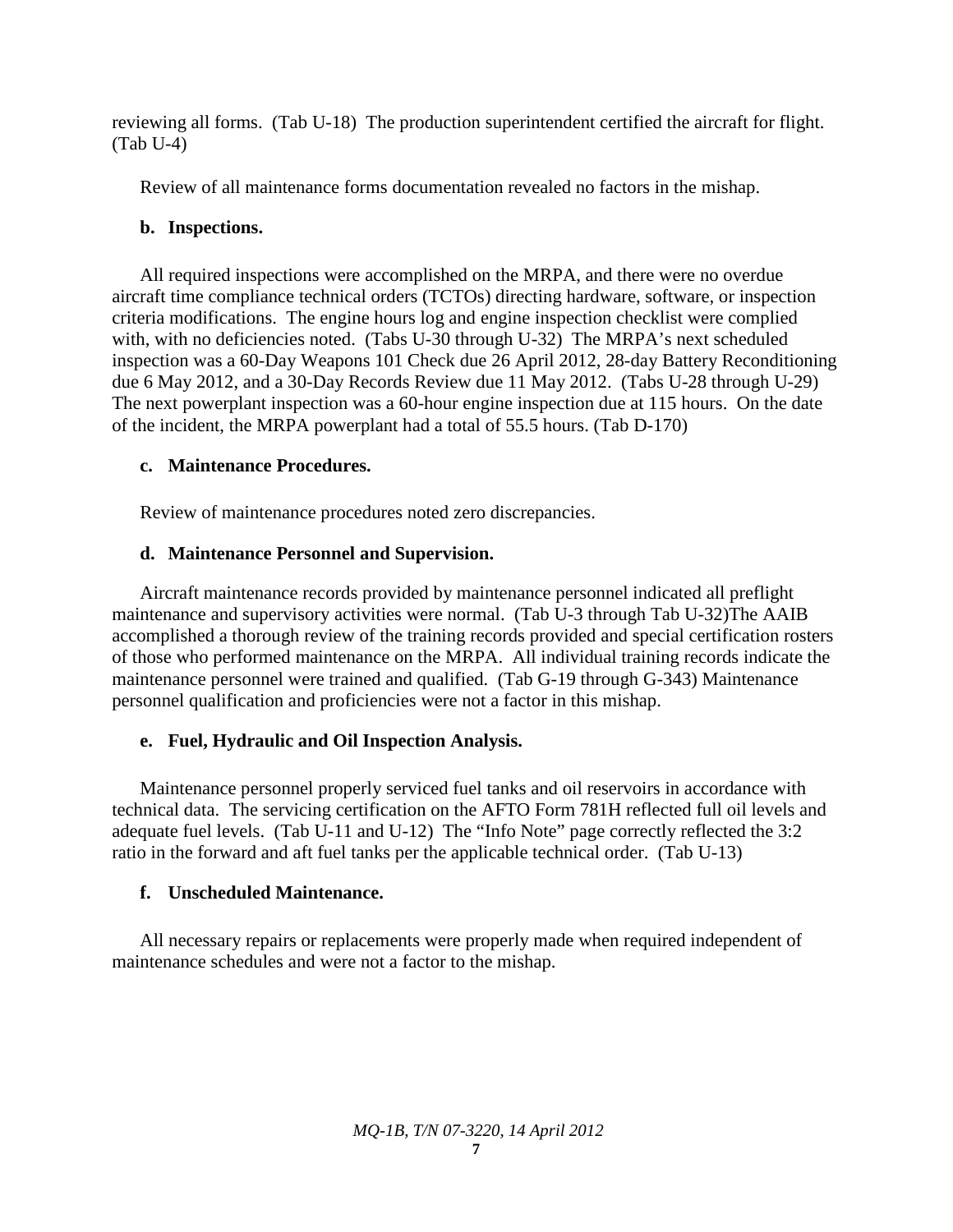reviewing all forms. (Tab U-18) The production superintendent certified the aircraft for flight. (Tab U-4)

Review of all maintenance forms documentation revealed no factors in the mishap.

**b. Inspections.**

All required inspections were accomplished on the MRPA, and there were no overdue aircraft time compliance technical orders (TCTOs) directing hardware, software, or inspection criteria modifications. The engine hours log and engine inspection checklist were complied with, with no deficiencies noted. (Tabs U-30 through U-32) The MRPA's next scheduled inspection was a 60-Day Weapons 101 Check due 26 April 2012, 28-day Battery Reconditioning due 6 May 2012, and a 30-Day Records Review due 11 May 2012. (Tabs U-28 through U-29) The next powerplant inspection was a 60-hour engine inspection due at 115 hours. On the date of the incident, the MRPA powerplant had a total of 55.5 hours. (Tab D-170)

**c. Maintenance Procedures.**

Review of maintenance procedures noted zero discrepancies.

**d. Maintenance Personnel and Supervision.**

Aircraft maintenance records provided by maintenance personnel indicated all preflight maintenance and supervisory activities were normal. (Tab U-3 through Tab U-32)The AAIB accomplished a thorough review of the training records provided and special certification rosters of those who performed maintenance on the MRPA. All individual training records indicate the maintenance personnel were trained and qualified. (Tab G-19 through G-343) Maintenance personnel qualification and proficiencies were not a factor in this mishap.

**e. Fuel, Hydraulic and Oil Inspection Analysis.**

Maintenance personnel properly serviced fuel tanks and oil reservoirs in accordance with technical data. The servicing certification on the AFTO Form 781H reflected full oil levels and adequate fuel levels. (Tab U-11 and U-12) The "Info Note" page correctly reflected the 3:2 ratio in the forward and aft fuel tanks per the applicable technical order. (Tab U-13)

**f. Unscheduled Maintenance.**

All necessary repairs or replacements were properly made when required independent of maintenance schedules and were not a factor to the mishap.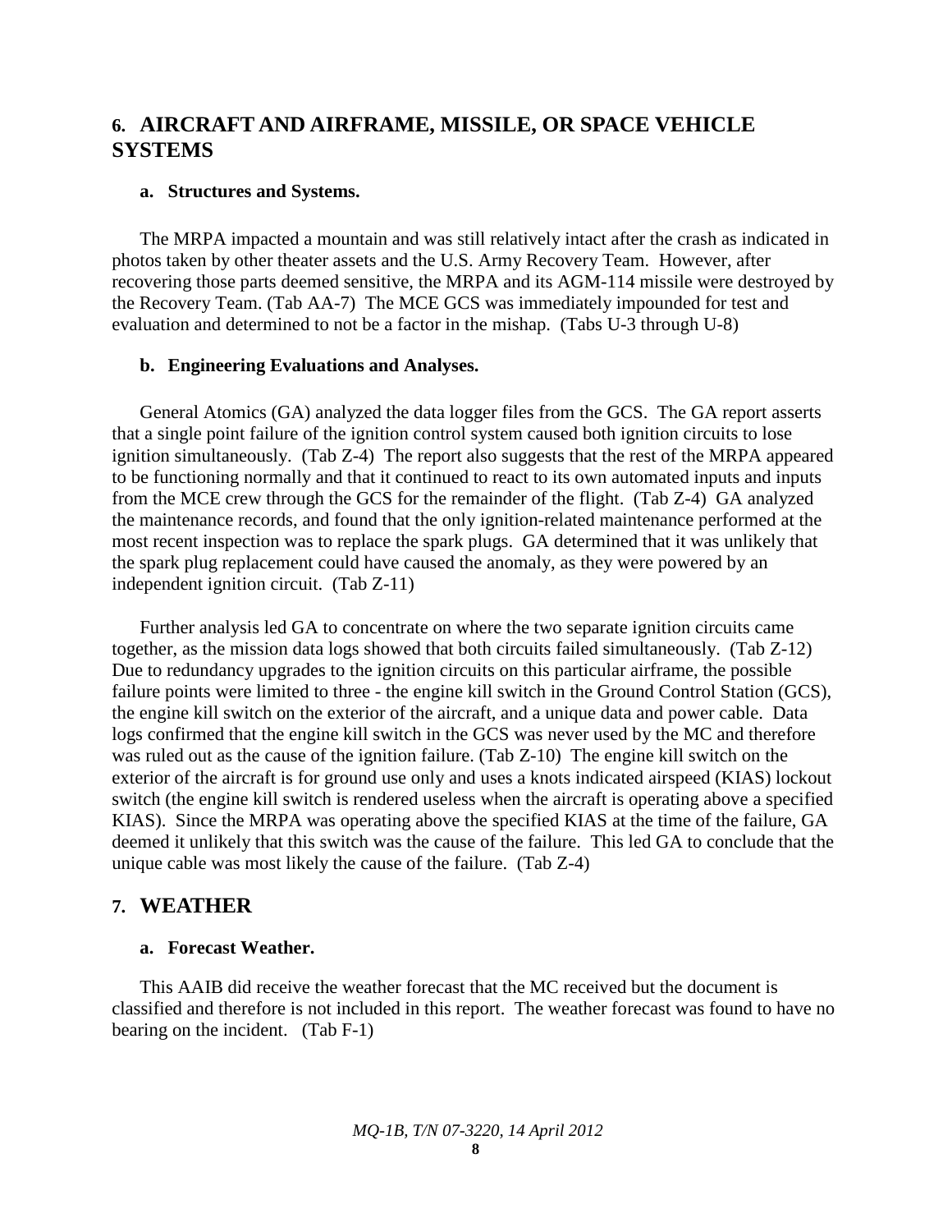## 6. AIRCRAFT AND AIRFRAME, MISSILE, OR SPACE VEHICLE SYSTEMS

### a. Structures and Systems.

The MRPA impacted a mountain and was still relatively intact after the crash as indicated in photos taken by other theater assets and the U.S. Army Recovery Team. However, after recovering those parts deemed sensitive, the MRPA and its AGM-114 missile were destroyed by the Recovery Team. (Tab AA-7) The MCE GCS was immediately impounded for test and evaluation and determined to not be a factor in the mishap. (Tabs U-3 through U-8)

### b. Engineering Evaluations and Analyses.

General Atomics (GA) analyzed the data logger files from the GCS. The GA report asserts that a single point failure of the ignition control system caused both ignition circuits to lose ignition simultaneously. (Tab Z-4) The report also suggests that the rest of the MRPA appeared to be functioning normally and that it continued to react to its own automated inputs and inputs from the MCE crew through the GCS for the remainder of the flight. (Tab Z-4) GA analyzed the maintenance records, and found that the only ignition-related maintenance performed at the most recent inspection was to replace the spark plugs. GA determined that it was unlikely that the spark plug replacement could have caused the anomaly, as they were powered by an independent ignition circuit. (Tab Z-11)

Further analysis led GA to concentrate on where the two separate ignition circuits came together, as the mission data logs showed that both circuits failed simultaneously. (Tab Z-12) Due to redundancy upgrades to the ignition circuits on this particular airframe, the possible failure points were limited to three - the engine kill switch in the Ground Control Station (GCS), the engine kill switch on the exterior of the aircraft, and a unique data and power cable. Data logs confirmed that the engine kill switch in the GCS was never used by the MC and therefore was ruled out as the cause of the ignition failure. (Tab Z-10) The engine kill switch on the exterior of the aircraft is for ground use only and uses a knots indicated airspeed (KIAS) lockout switch (the engine kill switch is rendered useless when the aircraft is operating above a specified KIAS). Since the MRPA was operating above the specified KIAS at the time of the failure, GA deemed it unlikely that this switch was the cause of the failure. This led GA to conclude that the unique cable was most likely the cause of the failure. (Tab Z-4)

## 7. WEATHER

### a. Forecast Weather.

This AAIB did receive the weather forecast that the MC received but the document is classified and therefore is not included in this report. The weather forecast was found to have no bearing on the incident. (Tab F-1)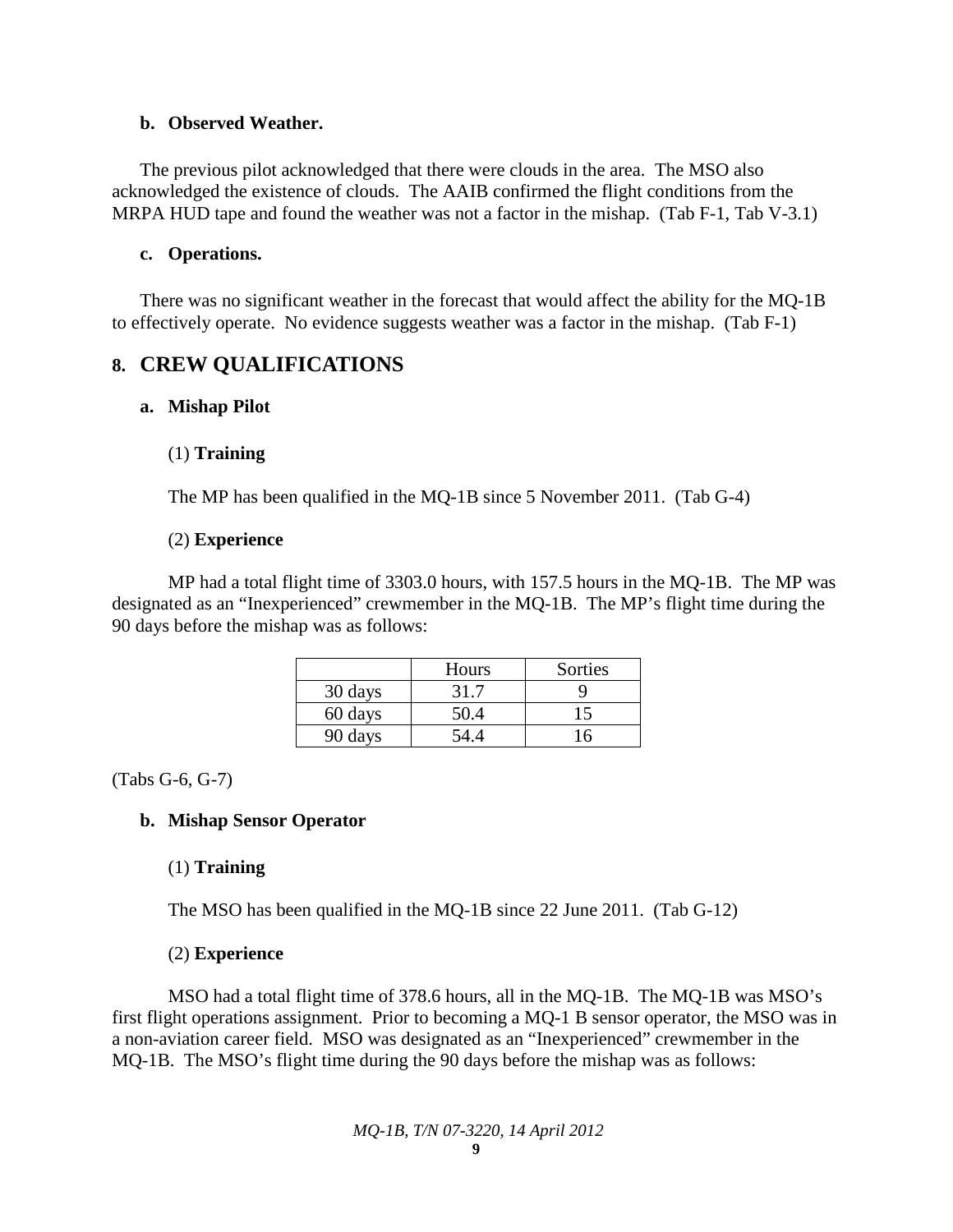**b. Observed Weather.**

The previous pilot acknowledged that there were clouds in the area. The MSO also acknowledged the existence of clouds. The AAIB confirmed the flight conditions from the MRPA HUD tape and found the weather was not a factor in the mishap. (Tab F-1, Tab V-3.1)

**c. Operations.**

There was no significant weather in the forecast that would affect the ability for the MQ-1B to effectively operate. No evidence suggests weather was a factor in the mishap. (Tab F-1)

## 8. CREW QUALIFICATIONS

**a. Mishap Pilot**

(1) **Training**

The MP has been qualified in the MQ-1B since 5 November 2011. (Tab G-4)

(2) **Experience**

MP had a total flight time of 3303.0 hours, with 157.5 hours in the MQ-1B. The MP was designated as an "Inexperienced" crewmember in the MQ-1B. The MP's flight time during the 90 days before the mishap was as follows:

| | Hours | Sorties |
|---|---|---|
| 30 days | 31.7 | 9 |
| 60 days | 50.4 | 15 |
| 90 days | 54.4 | 16 |

(Tabs G-6, G-7)

**b. Mishap Sensor Operator**

(1) **Training**

The MSO has been qualified in the MQ-1B since 22 June 2011. (Tab G-12)

(2) **Experience**

MSO had a total flight time of 378.6 hours, all in the MQ-1B. The MQ-1B was MSO's first flight operations assignment. Prior to becoming a MQ-1 B sensor operator, the MSO was in a non-aviation career field. MSO was designated as an "Inexperienced" crewmember in the MQ-1B. The MSO's flight time during the 90 days before the mishap was as follows: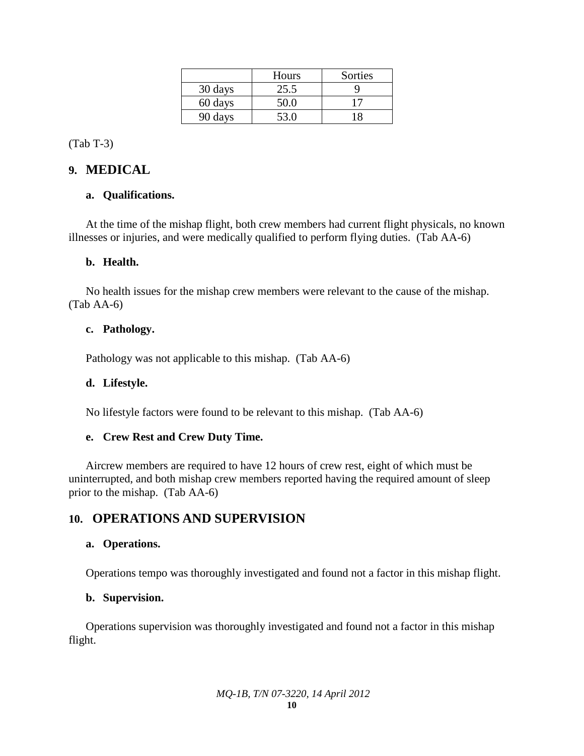| | Hours | Sorties |
|---|---|---|
| 30 days | 25.5 | 9 |
| 60 days | 50.0 | 17 |
| 90 days | 53.0 | 18 |

(Tab T-3)

## 9. MEDICAL

### a. Qualifications.

At the time of the mishap flight, both crew members had current flight physicals, no known illnesses or injuries, and were medically qualified to perform flying duties. (Tab AA-6)

### b. Health.

No health issues for the mishap crew members were relevant to the cause of the mishap. (Tab AA-6)

### c. Pathology.

Pathology was not applicable to this mishap. (Tab AA-6)

### d. Lifestyle.

No lifestyle factors were found to be relevant to this mishap. (Tab AA-6)

### e. Crew Rest and Crew Duty Time.

Aircrew members are required to have 12 hours of crew rest, eight of which must be uninterrupted, and both mishap crew members reported having the required amount of sleep prior to the mishap. (Tab AA-6)

## 10. OPERATIONS AND SUPERVISION

### a. Operations.

Operations tempo was thoroughly investigated and found not a factor in this mishap flight.

### b. Supervision.

Operations supervision was thoroughly investigated and found not a factor in this mishap flight.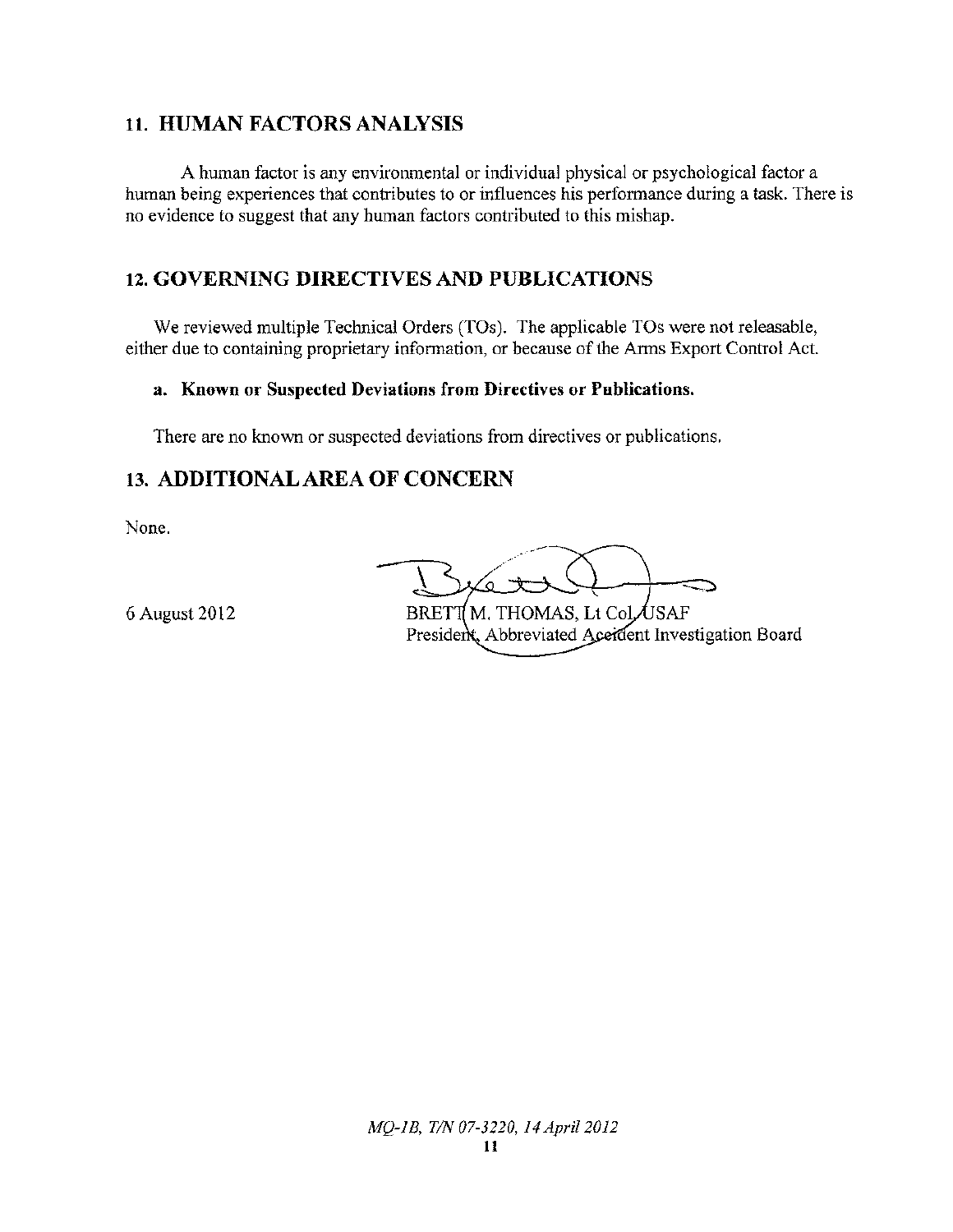## 11. HUMAN FACTORS ANALYSIS

A human factor is any environmental or individual physical or psychological factor a human being experiences that contributes to or influences his performance during a task. There is no evidence to suggest that any human factors contributed to this mishap.

## 12. GOVERNING DIRECTIVES AND PUBLICATIONS

We reviewed multiple Technical Orders (TOs). The applicable TOs were not releasable, either due to containing proprietary information, or because of the Arms Export Control Act.

### a. Known or Suspected Deviations from Directives or Publications.

There are no known or suspected deviations from directives or publications.

## 13. ADDITIONAL AREA OF CONCERN

None.

6 August 2012

BRETT M. THOMAS, Lt Col, USAF
President, Abbreviated Accident Investigation Board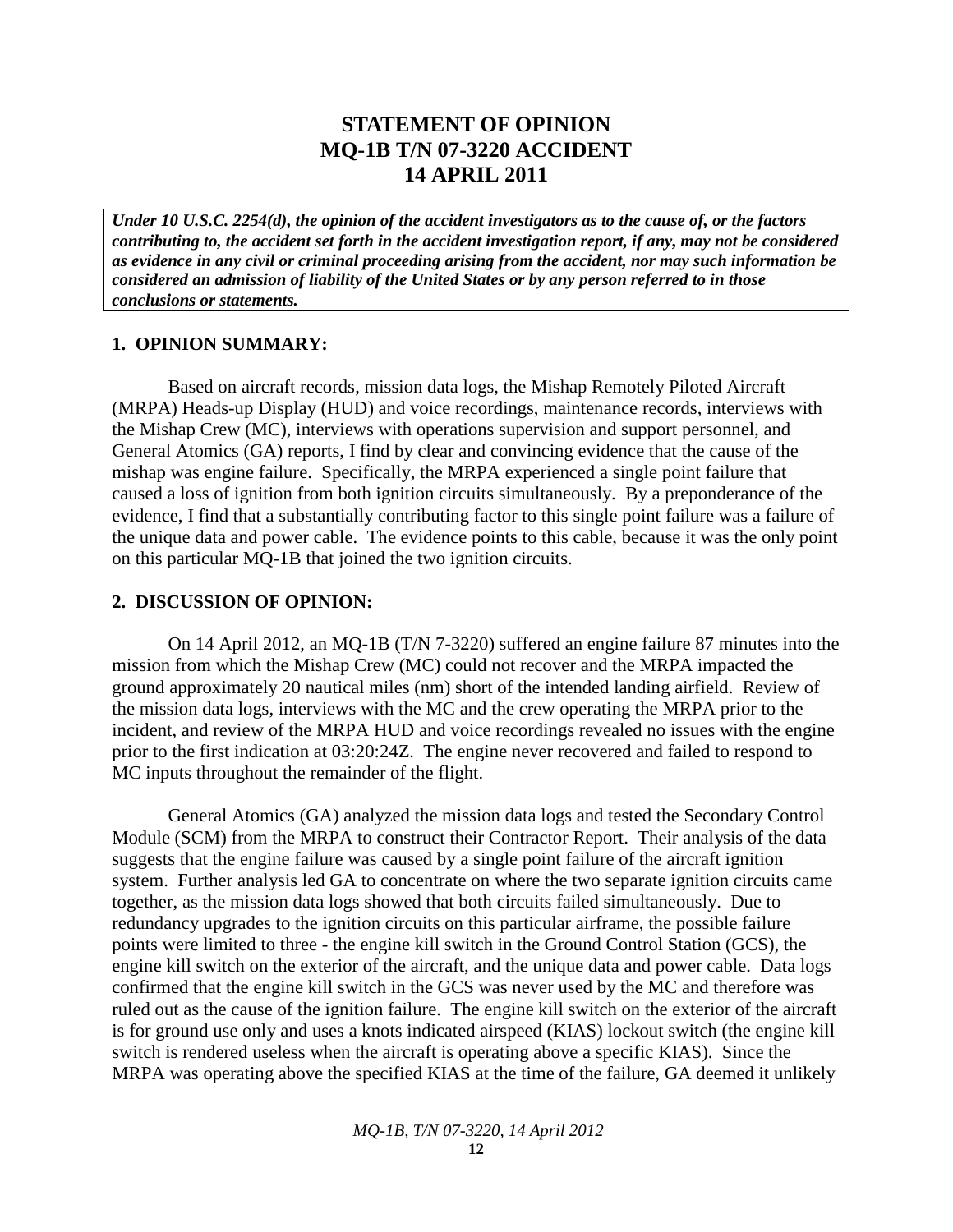# STATEMENT OF OPINION
# MQ-1B T/N 07-3220 ACCIDENT
# 14 APRIL 2011

***Under 10 U.S.C. 2254(d), the opinion of the accident investigators as to the cause of, or the factors contributing to, the accident set forth in the accident investigation report, if any, may not be considered as evidence in any civil or criminal proceeding arising from the accident, nor may such information be considered an admission of liability of the United States or by any person referred to in those conclusions or statements.***

## 1. OPINION SUMMARY:

Based on aircraft records, mission data logs, the Mishap Remotely Piloted Aircraft (MRPA) Heads-up Display (HUD) and voice recordings, maintenance records, interviews with the Mishap Crew (MC), interviews with operations supervision and support personnel, and General Atomics (GA) reports, I find by clear and convincing evidence that the cause of the mishap was engine failure. Specifically, the MRPA experienced a single point failure that caused a loss of ignition from both ignition circuits simultaneously. By a preponderance of the evidence, I find that a substantially contributing factor to this single point failure was a failure of the unique data and power cable. The evidence points to this cable, because it was the only point on this particular MQ-1B that joined the two ignition circuits.

## 2. DISCUSSION OF OPINION:

On 14 April 2012, an MQ-1B (T/N 7-3220) suffered an engine failure 87 minutes into the mission from which the Mishap Crew (MC) could not recover and the MRPA impacted the ground approximately 20 nautical miles (nm) short of the intended landing airfield. Review of the mission data logs, interviews with the MC and the crew operating the MRPA prior to the incident, and review of the MRPA HUD and voice recordings revealed no issues with the engine prior to the first indication at 03:20:24Z. The engine never recovered and failed to respond to MC inputs throughout the remainder of the flight.

General Atomics (GA) analyzed the mission data logs and tested the Secondary Control Module (SCM) from the MRPA to construct their Contractor Report. Their analysis of the data suggests that the engine failure was caused by a single point failure of the aircraft ignition system. Further analysis led GA to concentrate on where the two separate ignition circuits came together, as the mission data logs showed that both circuits failed simultaneously. Due to redundancy upgrades to the ignition circuits on this particular airframe, the possible failure points were limited to three - the engine kill switch in the Ground Control Station (GCS), the engine kill switch on the exterior of the aircraft, and the unique data and power cable. Data logs confirmed that the engine kill switch in the GCS was never used by the MC and therefore was ruled out as the cause of the ignition failure. The engine kill switch on the exterior of the aircraft is for ground use only and uses a knots indicated airspeed (KIAS) lockout switch (the engine kill switch is rendered useless when the aircraft is operating above a specific KIAS). Since the MRPA was operating above the specified KIAS at the time of the failure, GA deemed it unlikely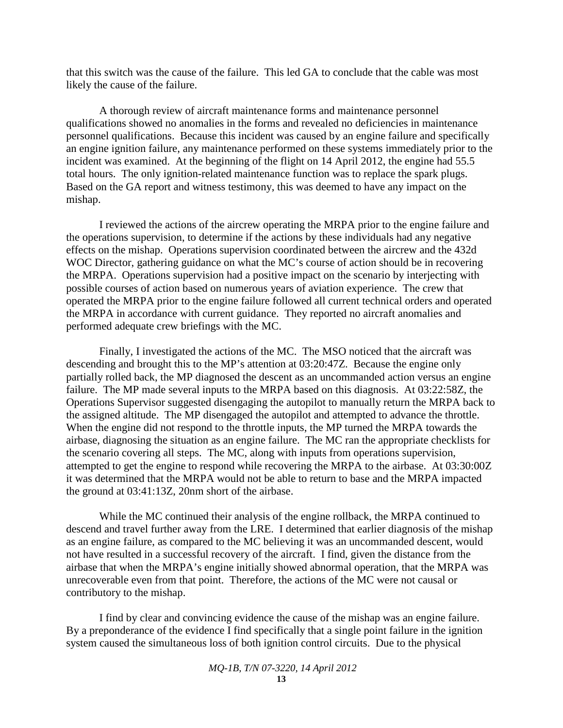that this switch was the cause of the failure. This led GA to conclude that the cable was most likely the cause of the failure.

A thorough review of aircraft maintenance forms and maintenance personnel qualifications showed no anomalies in the forms and revealed no deficiencies in maintenance personnel qualifications. Because this incident was caused by an engine failure and specifically an engine ignition failure, any maintenance performed on these systems immediately prior to the incident was examined. At the beginning of the flight on 14 April 2012, the engine had 55.5 total hours. The only ignition-related maintenance function was to replace the spark plugs. Based on the GA report and witness testimony, this was deemed to have any impact on the mishap.

I reviewed the actions of the aircrew operating the MRPA prior to the engine failure and the operations supervision, to determine if the actions by these individuals had any negative effects on the mishap. Operations supervision coordinated between the aircrew and the 432d WOC Director, gathering guidance on what the MC's course of action should be in recovering the MRPA. Operations supervision had a positive impact on the scenario by interjecting with possible courses of action based on numerous years of aviation experience. The crew that operated the MRPA prior to the engine failure followed all current technical orders and operated the MRPA in accordance with current guidance. They reported no aircraft anomalies and performed adequate crew briefings with the MC.

Finally, I investigated the actions of the MC. The MSO noticed that the aircraft was descending and brought this to the MP's attention at 03:20:47Z. Because the engine only partially rolled back, the MP diagnosed the descent as an uncommanded action versus an engine failure. The MP made several inputs to the MRPA based on this diagnosis. At 03:22:58Z, the Operations Supervisor suggested disengaging the autopilot to manually return the MRPA back to the assigned altitude. The MP disengaged the autopilot and attempted to advance the throttle. When the engine did not respond to the throttle inputs, the MP turned the MRPA towards the airbase, diagnosing the situation as an engine failure. The MC ran the appropriate checklists for the scenario covering all steps. The MC, along with inputs from operations supervision, attempted to get the engine to respond while recovering the MRPA to the airbase. At 03:30:00Z it was determined that the MRPA would not be able to return to base and the MRPA impacted the ground at 03:41:13Z, 20nm short of the airbase.

While the MC continued their analysis of the engine rollback, the MRPA continued to descend and travel further away from the LRE. I determined that earlier diagnosis of the mishap as an engine failure, as compared to the MC believing it was an uncommanded descent, would not have resulted in a successful recovery of the aircraft. I find, given the distance from the airbase that when the MRPA's engine initially showed abnormal operation, that the MRPA was unrecoverable even from that point. Therefore, the actions of the MC were not causal or contributory to the mishap.

I find by clear and convincing evidence the cause of the mishap was an engine failure. By a preponderance of the evidence I find specifically that a single point failure in the ignition system caused the simultaneous loss of both ignition control circuits. Due to the physical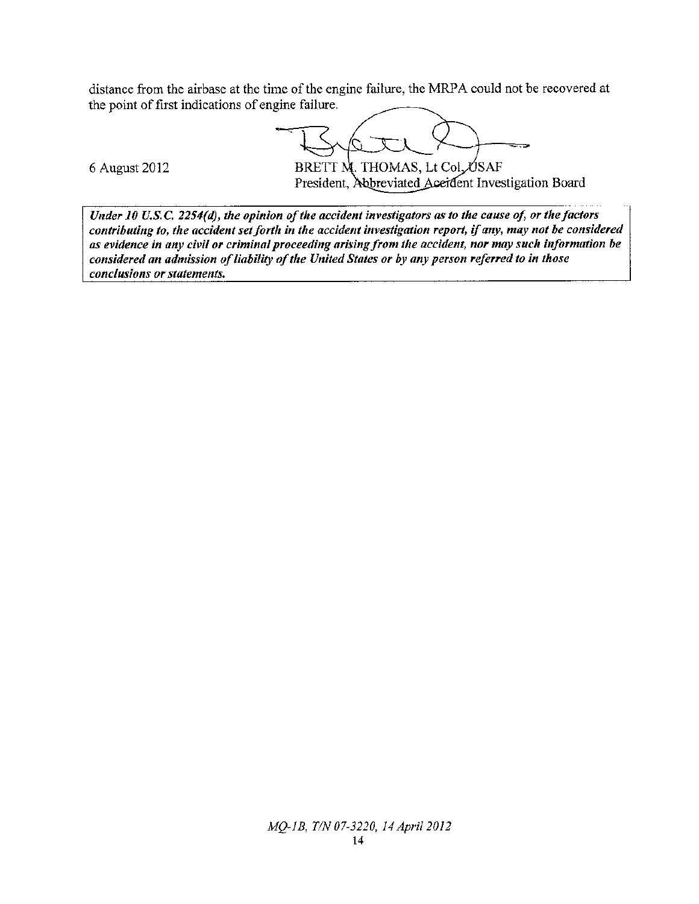distance from the airbase at the time of the engine failure, the MRPA could not be recovered at the point of first indications of engine failure.

6 August 2012

BRETT M. THOMAS, Lt Col, USAF
President, Abbreviated Accident Investigation Board

***Under 10 U.S.C. 2254(d), the opinion of the accident investigators as to the cause of, or the factors contributing to, the accident set forth in the accident investigation report, if any, may not be considered as evidence in any civil or criminal proceeding arising from the accident, nor may such information be considered an admission of liability of the United States or by any person referred to in those conclusions or statements.***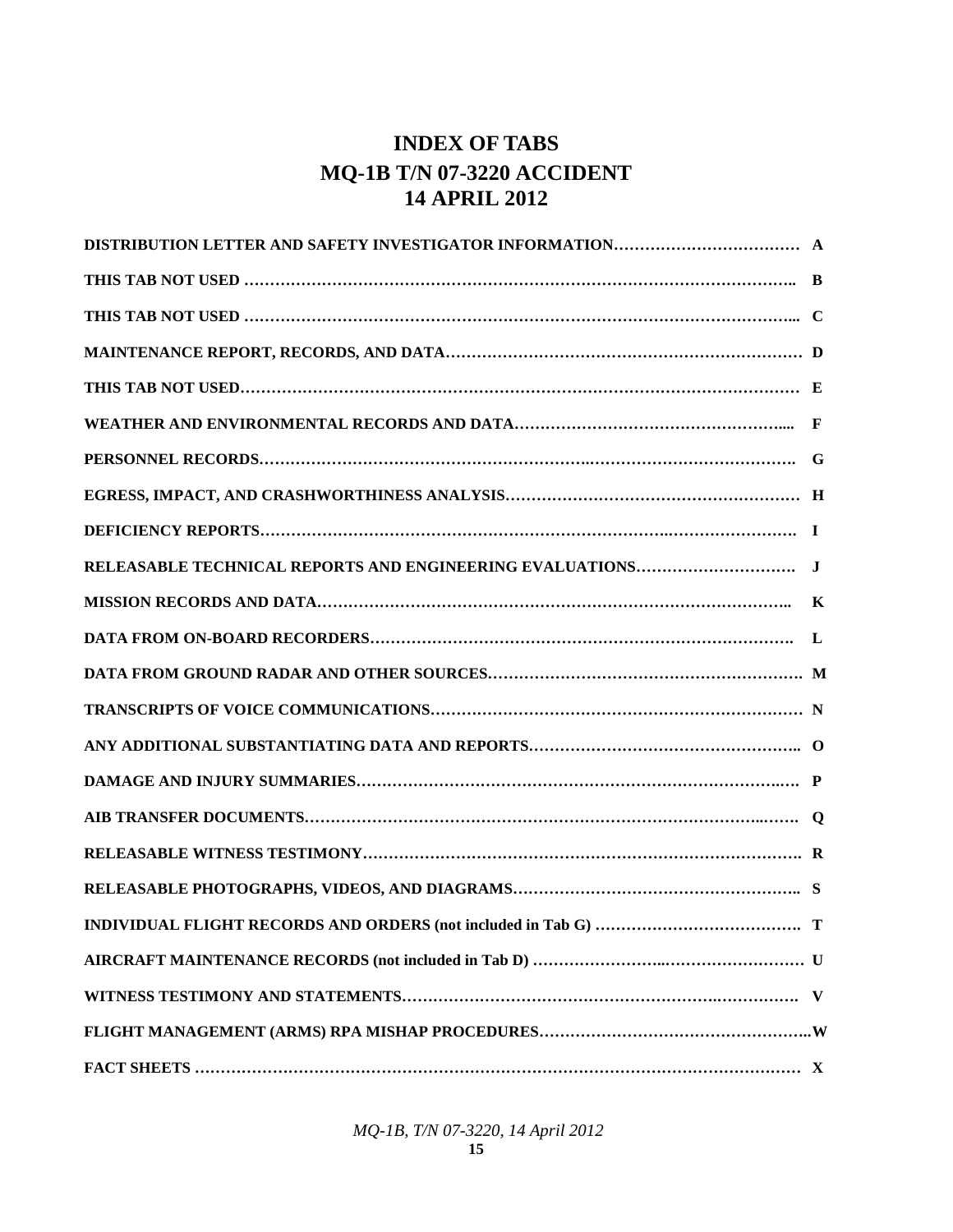# INDEX OF TABS
# MQ-1B T/N 07-3220 ACCIDENT
# 14 APRIL 2012

| | |
|---|---|
| **DISTRIBUTION LETTER AND SAFETY INVESTIGATOR INFORMATION** | **A** |
| **THIS TAB NOT USED** | **B** |
| **THIS TAB NOT USED** | **C** |
| **MAINTENANCE REPORT, RECORDS, AND DATA** | **D** |
| **THIS TAB NOT USED** | **E** |
| **WEATHER AND ENVIRONMENTAL RECORDS AND DATA** | **F** |
| **PERSONNEL RECORDS** | **G** |
| **EGRESS, IMPACT, AND CRASHWORTHINESS ANALYSIS** | **H** |
| **DEFICIENCY REPORTS** | **I** |
| **RELEASABLE TECHNICAL REPORTS AND ENGINEERING EVALUATIONS** | **J** |
| **MISSION RECORDS AND DATA** | **K** |
| **DATA FROM ON-BOARD RECORDERS** | **L** |
| **DATA FROM GROUND RADAR AND OTHER SOURCES** | **M** |
| **TRANSCRIPTS OF VOICE COMMUNICATIONS** | **N** |
| **ANY ADDITIONAL SUBSTANTIATING DATA AND REPORTS** | **O** |
| **DAMAGE AND INJURY SUMMARIES** | **P** |
| **AIB TRANSFER DOCUMENTS** | **Q** |
| **RELEASABLE WITNESS TESTIMONY** | **R** |
| **RELEASABLE PHOTOGRAPHS, VIDEOS, AND DIAGRAMS** | **S** |
| **INDIVIDUAL FLIGHT RECORDS AND ORDERS (not included in Tab G)** | **T** |
| **AIRCRAFT MAINTENANCE RECORDS (not included in Tab D)** | **U** |
| **WITNESS TESTIMONY AND STATEMENTS** | **V** |
| **FLIGHT MANAGEMENT (ARMS) RPA MISHAP PROCEDURES** | **W** |
| **FACT SHEETS** | **X** |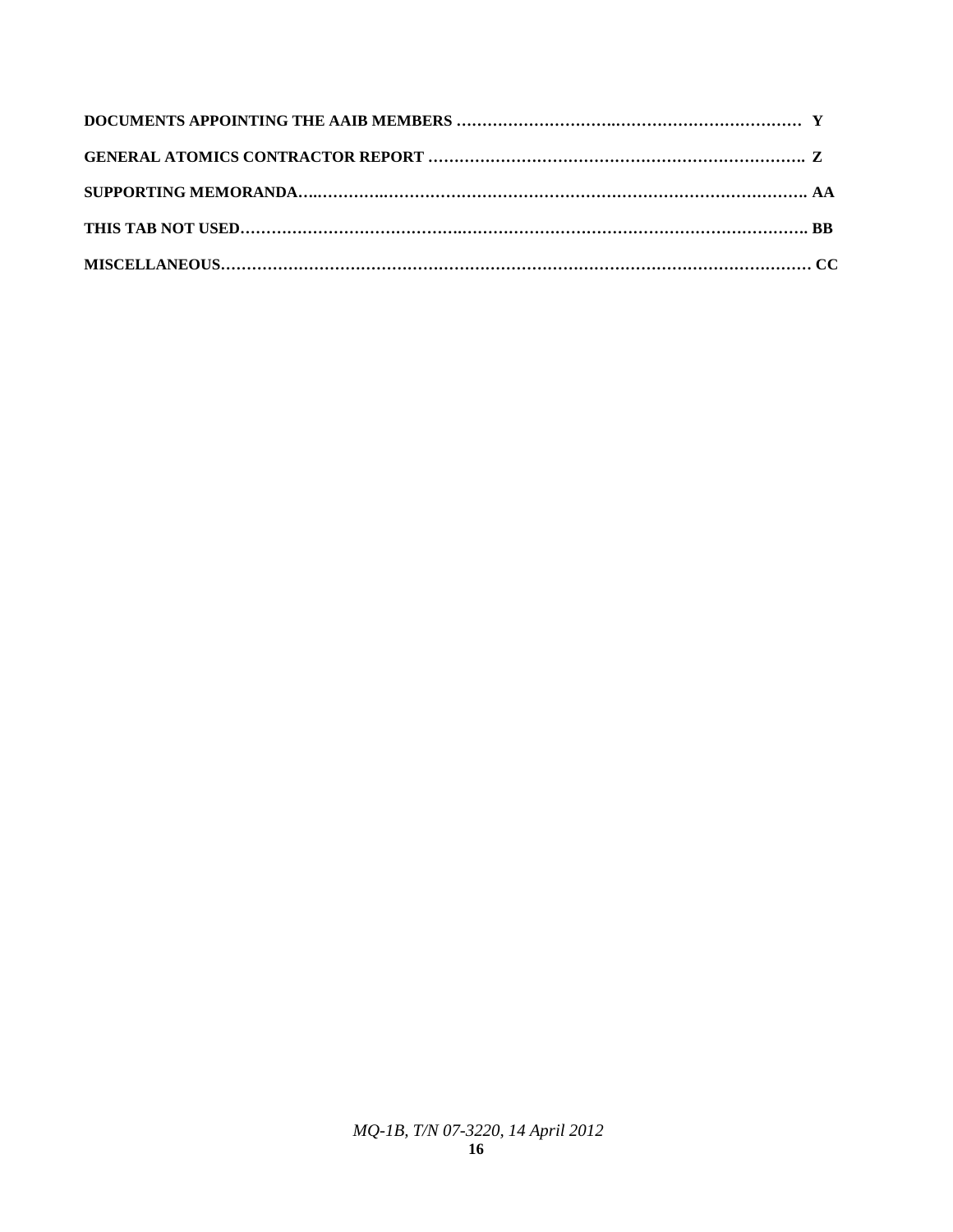**DOCUMENTS APPOINTING THE AAIB MEMBERS …………………………..……………………………… Y**

**GENERAL ATOMICS CONTRACTOR REPORT ………………………………………………………………. Z**

**SUPPORTING MEMORANDA…..………….……………………………………………………………………. AA**

**THIS TAB NOT USED……………………………………..…………………………………………………. BB**

**MISCELLANEOUS………………………………………………………………………………………………… CC**